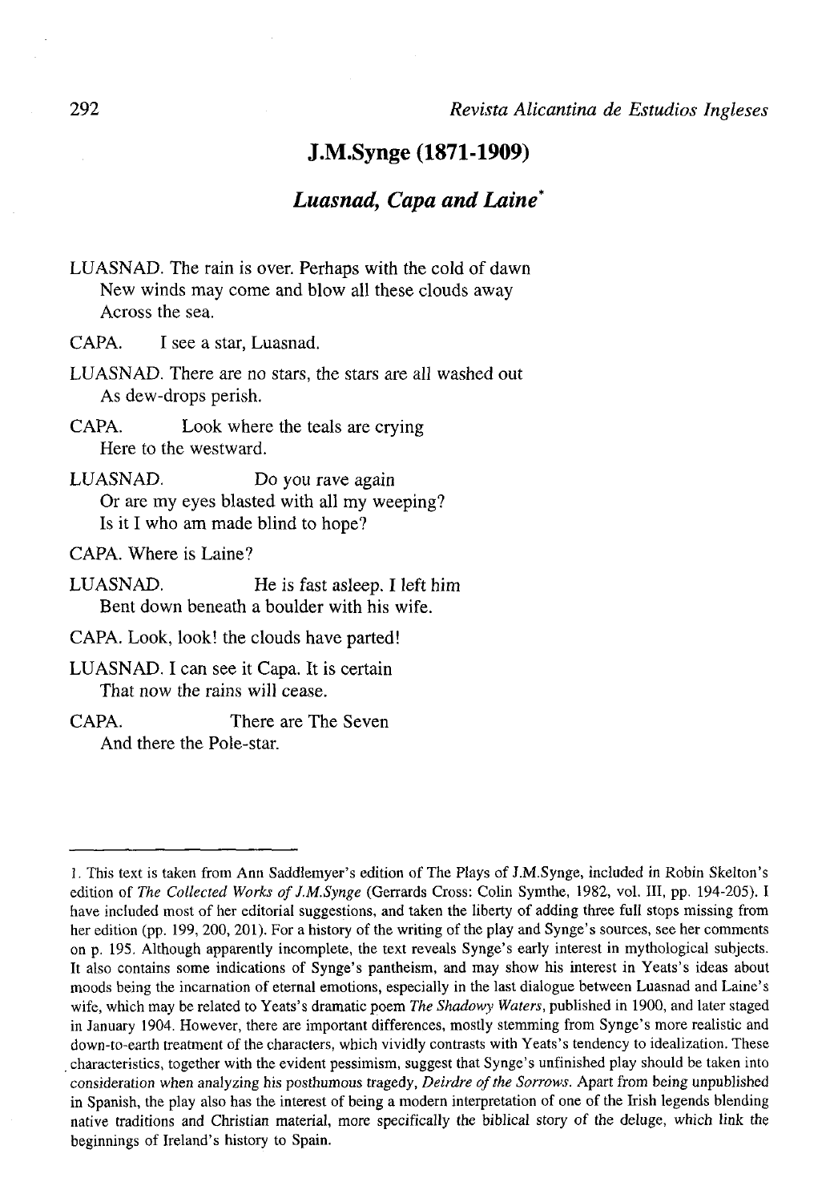## J.M.Synge (1871-1909)

### *Luasnad, Capa and Laine*[1]

LUASNAD. The rain is over. Perhaps with the cold of dawn
New winds may come and blow all these clouds away
Across the sea.

CAPA. I see a star, Luasnad.

LUASNAD. There are no stars, the stars are all washed out
As dew-drops perish.

CAPA. Look where the teals are crying
Here to the westward.

LUASNAD. Do you rave again
Or are my eyes blasted with all my weeping?
Is it I who am made blind to hope?

CAPA. Where is Laine?

LUASNAD. He is fast asleep. I left him
Bent down beneath a boulder with his wife.

CAPA. Look, look! the clouds have parted!

LUASNAD. I can see it Capa. It is certain
That now the rains will cease.

CAPA. There are The Seven
And there the Pole-star.

---

1. This text is taken from Ann Saddlemyer's edition of The Plays of J.M.Synge, included in Robin Skelton's edition of *The Collected Works of J.M.Synge* (Gerrards Cross: Colin Symthe, 1982, vol. III, pp. 194-205). I have included most of her editorial suggestions, and taken the liberty of adding three full stops missing from her edition (pp. 199, 200, 201). For a history of the writing of the play and Synge's sources, see her comments on p. 195. Although apparently incomplete, the text reveals Synge's early interest in mythological subjects. It also contains some indications of Synge's pantheism, and may show his interest in Yeats's ideas about moods being the incarnation of eternal emotions, especially in the last dialogue between Luasnad and Laine's wife, which may be related to Yeats's dramatic poem *The Shadowy Waters*, published in 1900, and later staged in January 1904. However, there are important differences, mostly stemming from Synge's more realistic and down-to-earth treatment of the characters, which vividly contrasts with Yeats's tendency to idealization. These characteristics, together with the evident pessimism, suggest that Synge's unfinished play should be taken into consideration when analyzing his posthumous tragedy, *Deirdre of the Sorrows*. Apart from being unpublished in Spanish, the play also has the interest of being a modern interpretation of one of the Irish legends blending native traditions and Christian material, more specifically the biblical story of the deluge, which link the beginnings of Ireland's history to Spain.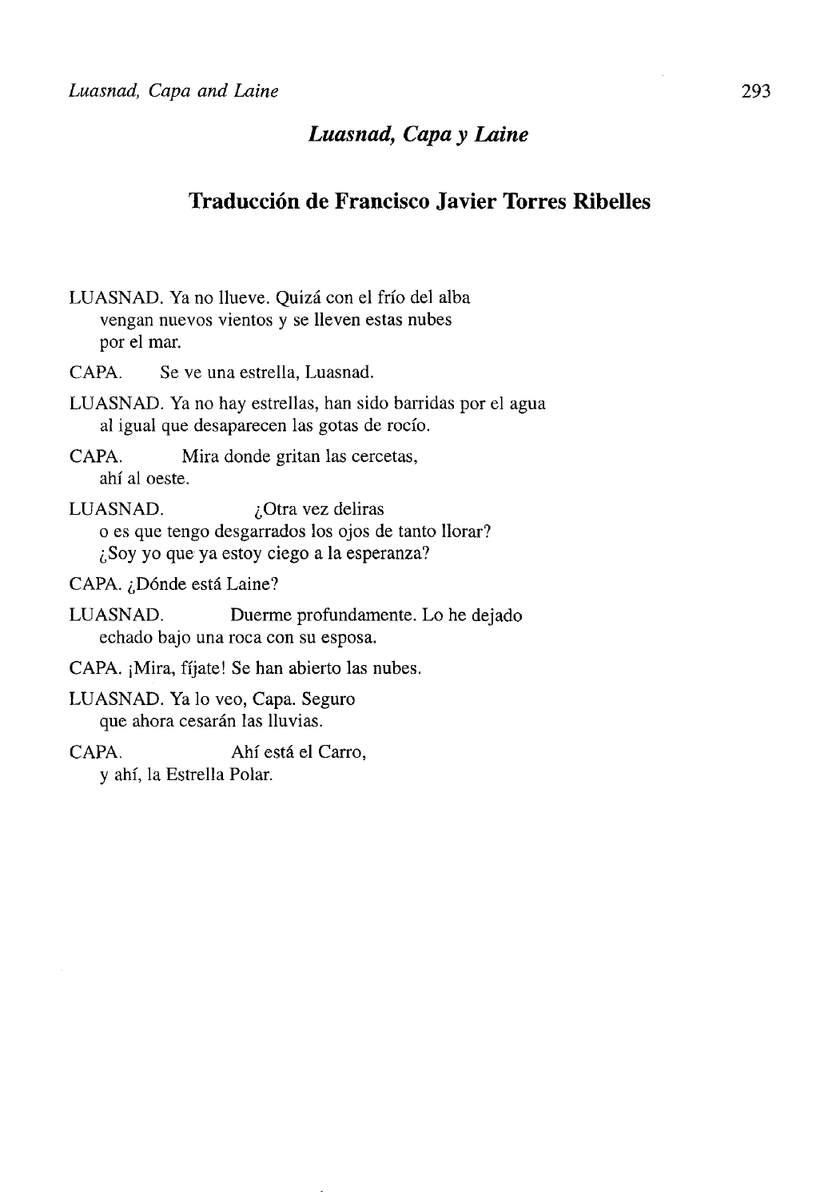## *Luasnad, Capa y Laine*

## Traducción de Francisco Javier Torres Ribelles

LUASNAD. Ya no llueve. Quizá con el frío del alba
vengan nuevos vientos y se lleven estas nubes
por el mar.

CAPA. Se ve una estrella, Luasnad.

LUASNAD. Ya no hay estrellas, han sido barridas por el agua
al igual que desaparecen las gotas de rocío.

CAPA. Mira donde gritan las cercetas,
ahí al oeste.

LUASNAD. ¿Otra vez deliras
o es que tengo desgarrados los ojos de tanto llorar?
¿Soy yo que ya estoy ciego a la esperanza?

CAPA. ¿Dónde está Laine?

LUASNAD. Duerme profundamente. Lo he dejado
echado bajo una roca con su esposa.

CAPA. ¡Mira, fíjate! Se han abierto las nubes.

LUASNAD. Ya lo veo, Capa. Seguro
que ahora cesarán las lluvias.

CAPA. Ahí está el Carro,
y ahí, la Estrella Polar.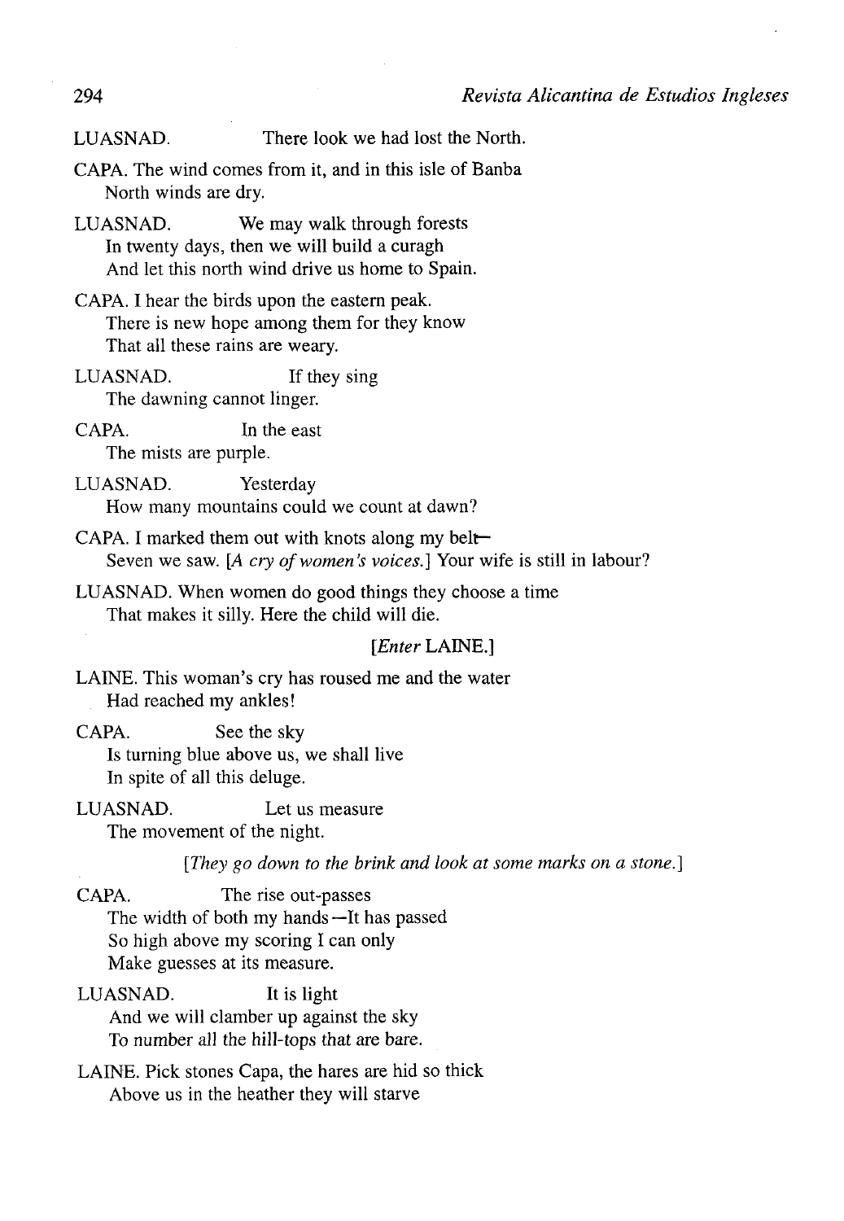LUASNAD. There look we had lost the North.

CAPA. The wind comes from it, and in this isle of Banba
North winds are dry.

LUASNAD. We may walk through forests
In twenty days, then we will build a curagh
And let this north wind drive us home to Spain.

CAPA. I hear the birds upon the eastern peak.
There is new hope among them for they know
That all these rains are weary.

LUASNAD. If they sing
The dawning cannot linger.

CAPA. In the east
The mists are purple.

LUASNAD. Yesterday
How many mountains could we count at dawn?

CAPA. I marked them out with knots along my belt—
Seven we saw. [*A cry of women's voices.*] Your wife is still in labour?

LUASNAD. When women do good things they choose a time
That makes it silly. Here the child will die.

[*Enter* LAINE.]

LAINE. This woman's cry has roused me and the water
Had reached my ankles!

CAPA. See the sky
Is turning blue above us, we shall live
In spite of all this deluge.

LUASNAD. Let us measure
The movement of the night.

[*They go down to the brink and look at some marks on a stone.*]

CAPA. The rise out-passes
The width of both my hands—It has passed
So high above my scoring I can only
Make guesses at its measure.

LUASNAD. It is light
And we will clamber up against the sky
To number all the hill-tops that are bare.

LAINE. Pick stones Capa, the hares are hid so thick
Above us in the heather they will starve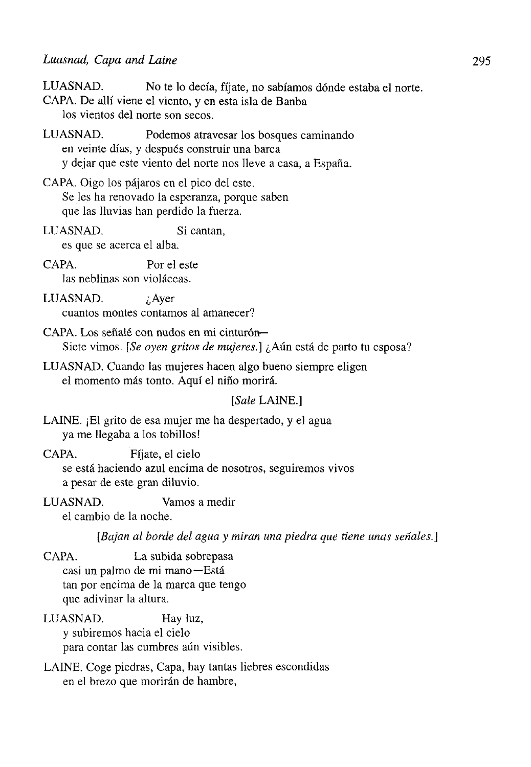LUASNAD. No te lo decía, fíjate, no sabíamos dónde estaba el norte.

CAPA. De allí viene el viento, y en esta isla de Banba
los vientos del norte son secos.

LUASNAD. Podemos atravesar los bosques caminando
en veinte días, y después construir una barca
y dejar que este viento del norte nos lleve a casa, a España.

CAPA. Oigo los pájaros en el pico del este.
Se les ha renovado la esperanza, porque saben
que las lluvias han perdido la fuerza.

LUASNAD. Si cantan,
es que se acerca el alba.

CAPA. Por el este
las neblinas son violáceas.

LUASNAD. ¿Ayer
cuantos montes contamos al amanecer?

CAPA. Los señalé con nudos en mi cinturón—
Siete vimos. [*Se oyen gritos de mujeres.*] ¿Aún está de parto tu esposa?

LUASNAD. Cuando las mujeres hacen algo bueno siempre eligen
el momento más tonto. Aquí el niño morirá.

[*Sale* LAINE.]

LAINE. ¡El grito de esa mujer me ha despertado, y el agua
ya me llegaba a los tobillos!

CAPA. Fíjate, el cielo
se está haciendo azul encima de nosotros, seguiremos vivos
a pesar de este gran diluvio.

LUASNAD. Vamos a medir
el cambio de la noche.

[*Bajan al borde del agua y miran una piedra que tiene unas señales.*]

CAPA. La subida sobrepasa
casi un palmo de mi mano—Está
tan por encima de la marca que tengo
que adivinar la altura.

LUASNAD. Hay luz,
y subiremos hacia el cielo
para contar las cumbres aún visibles.

LAINE. Coge piedras, Capa, hay tantas liebres escondidas
en el brezo que morirán de hambre,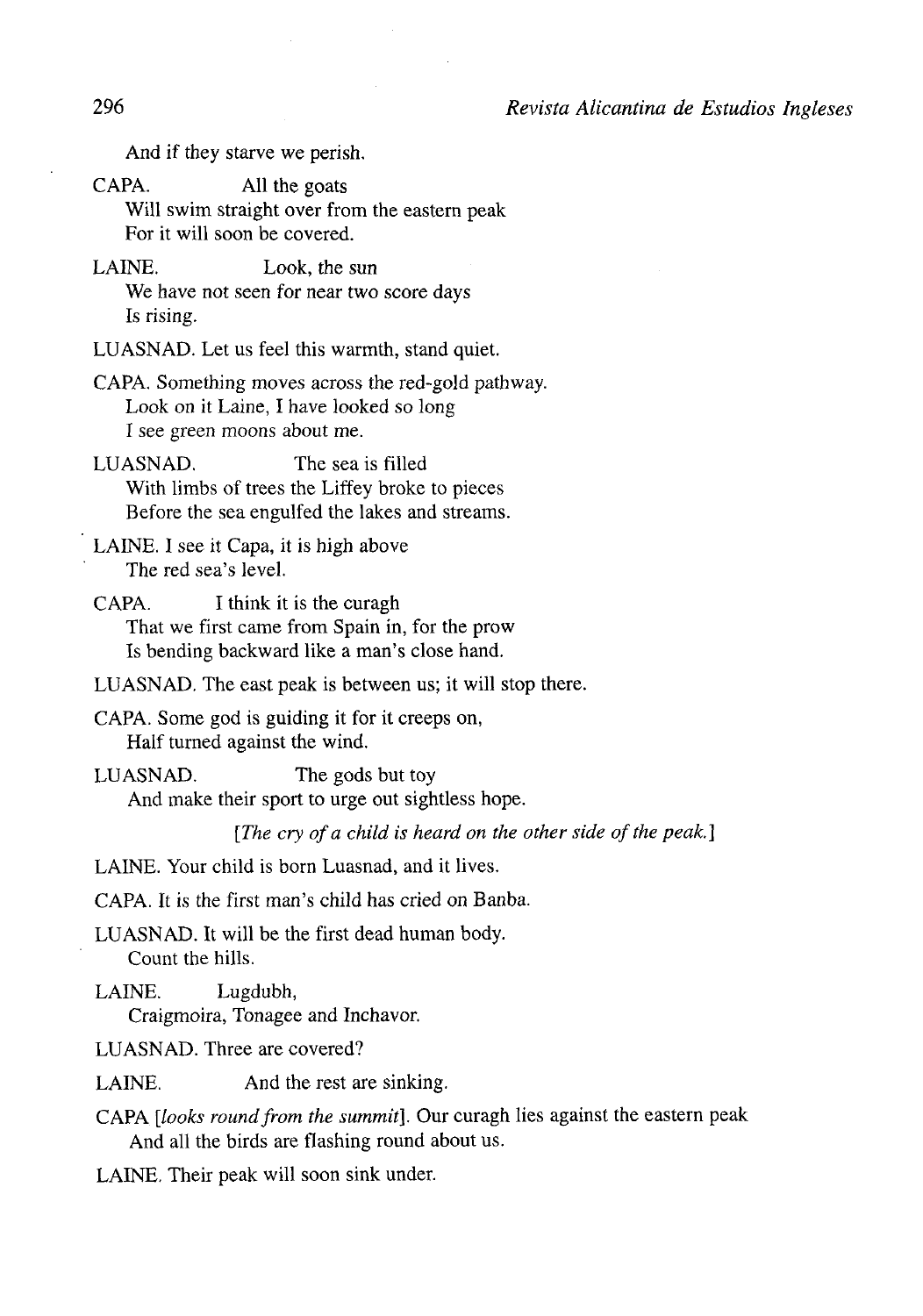And if they starve we perish.

CAPA. All the goats
Will swim straight over from the eastern peak
For it will soon be covered.

LAINE. Look, the sun
We have not seen for near two score days
Is rising.

LUASNAD. Let us feel this warmth, stand quiet.

CAPA. Something moves across the red-gold pathway.
Look on it Laine, I have looked so long
I see green moons about me.

LUASNAD. The sea is filled
With limbs of trees the Liffey broke to pieces
Before the sea engulfed the lakes and streams.

LAINE. I see it Capa, it is high above
The red sea's level.

CAPA. I think it is the curagh
That we first came from Spain in, for the prow
Is bending backward like a man's close hand.

LUASNAD. The east peak is between us; it will stop there.

CAPA. Some god is guiding it for it creeps on,
Half turned against the wind.

LUASNAD. The gods but toy
And make their sport to urge out sightless hope.

*[The cry of a child is heard on the other side of the peak.]*

LAINE. Your child is born Luasnad, and it lives.

CAPA. It is the first man's child has cried on Banba.

LUASNAD. It will be the first dead human body.
Count the hills.

LAINE. Lugdubh,
Craigmoira, Tonagee and Inchavor.

LUASNAD. Three are covered?

LAINE. And the rest are sinking.

CAPA *[looks round from the summit]*. Our curagh lies against the eastern peak
And all the birds are flashing round about us.

LAINE. Their peak will soon sink under.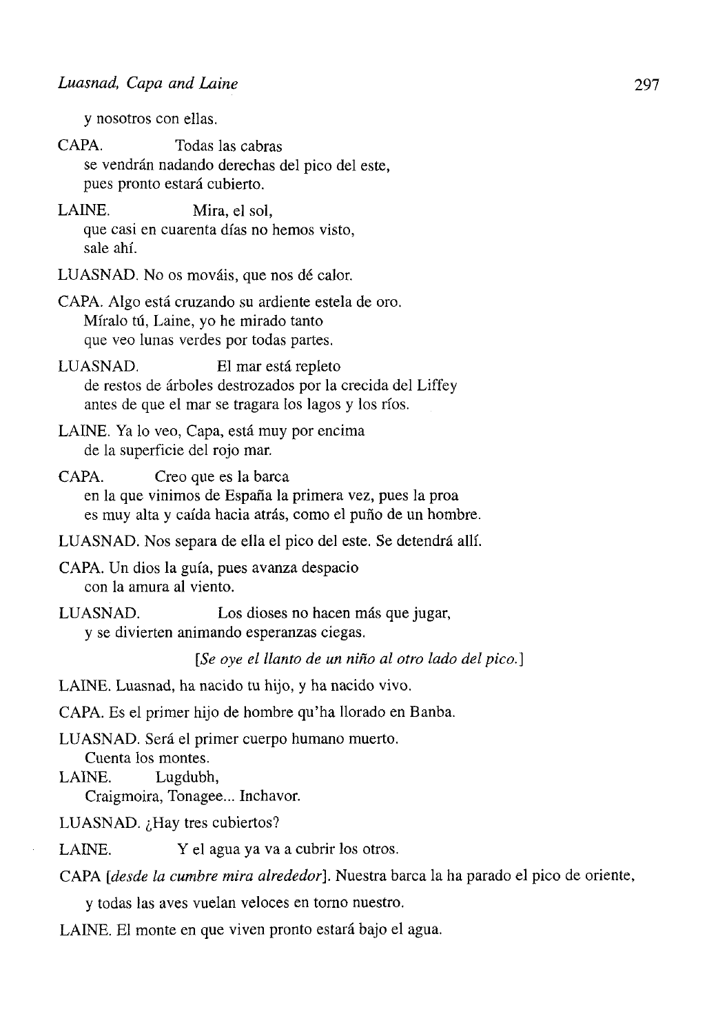y nosotros con ellas.

CAPA. Todas las cabras
se vendrán nadando derechas del pico del este,
pues pronto estará cubierto.

LAINE. Mira, el sol,
que casi en cuarenta días no hemos visto,
sale ahí.

LUASNAD. No os mováis, que nos dé calor.

CAPA. Algo está cruzando su ardiente estela de oro.
Míralo tú, Laine, yo he mirado tanto
que veo lunas verdes por todas partes.

LUASNAD. El mar está repleto
de restos de árboles destrozados por la crecida del Liffey
antes de que el mar se tragara los lagos y los ríos.

LAINE. Ya lo veo, Capa, está muy por encima
de la superficie del rojo mar.

CAPA. Creo que es la barca
en la que vinimos de España la primera vez, pues la proa
es muy alta y caída hacia atrás, como el puño de un hombre.

LUASNAD. Nos separa de ella el pico del este. Se detendrá allí.

CAPA. Un dios la guía, pues avanza despacio
con la amura al viento.

LUASNAD. Los dioses no hacen más que jugar,
y se divierten animando esperanzas ciegas.

*[Se oye el llanto de un niño al otro lado del pico.]*

LAINE. Luasnad, ha nacido tu hijo, y ha nacido vivo.

CAPA. Es el primer hijo de hombre qu'ha llorado en Banba.

LUASNAD. Será el primer cuerpo humano muerto.
Cuenta los montes.

LAINE. Lugdubh,
Craigmoira, Tonagee... Inchavor.

LUASNAD. ¿Hay tres cubiertos?

LAINE. Y el agua ya va a cubrir los otros.

CAPA *[desde la cumbre mira alrededor]*. Nuestra barca la ha parado el pico de oriente,
y todas las aves vuelan veloces en torno nuestro.

LAINE. El monte en que viven pronto estará bajo el agua.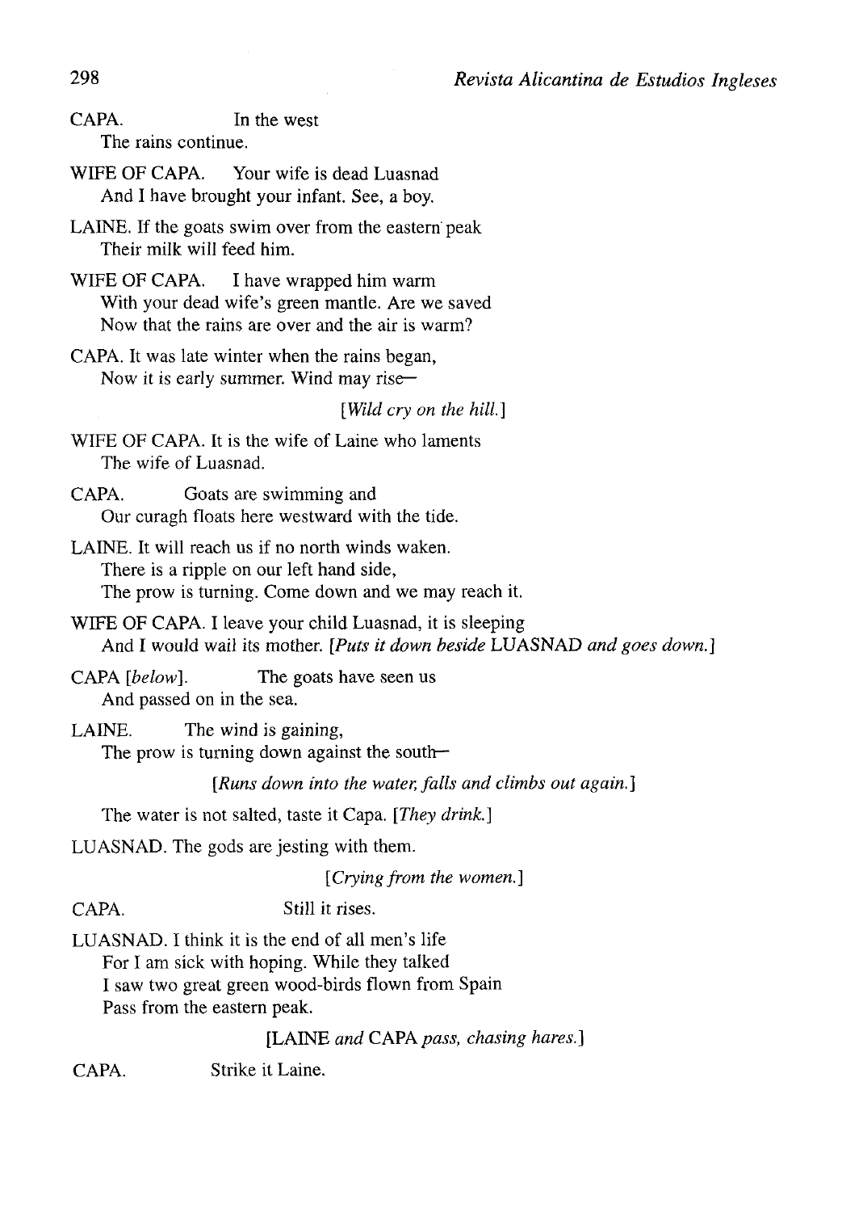CAPA. In the west
The rains continue.

WIFE OF CAPA. Your wife is dead Luasnad
And I have brought your infant. See, a boy.

LAINE. If the goats swim over from the eastern peak
Their milk will feed him.

WIFE OF CAPA. I have wrapped him warm
With your dead wife's green mantle. Are we saved
Now that the rains are over and the air is warm?

CAPA. It was late winter when the rains began,
Now it is early summer. Wind may rise—

*[Wild cry on the hill.]*

WIFE OF CAPA. It is the wife of Laine who laments
The wife of Luasnad.

CAPA. Goats are swimming and
Our curagh floats here westward with the tide.

LAINE. It will reach us if no north winds waken.
There is a ripple on our left hand side,
The prow is turning. Come down and we may reach it.

WIFE OF CAPA. I leave your child Luasnad, it is sleeping
And I would wail its mother. *[Puts it down beside* LUASNAD *and goes down.]*

CAPA *[below]*. The goats have seen us
And passed on in the sea.

LAINE. The wind is gaining,
The prow is turning down against the south—

*[Runs down into the water, falls and climbs out again.]*

The water is not salted, taste it Capa. *[They drink.]*

LUASNAD. The gods are jesting with them.

*[Crying from the women.]*

CAPA. Still it rises.

LUASNAD. I think it is the end of all men's life
For I am sick with hoping. While they talked
I saw two great green wood-birds flown from Spain
Pass from the eastern peak.

[LAINE *and* CAPA *pass, chasing hares.]*

CAPA. Strike it Laine.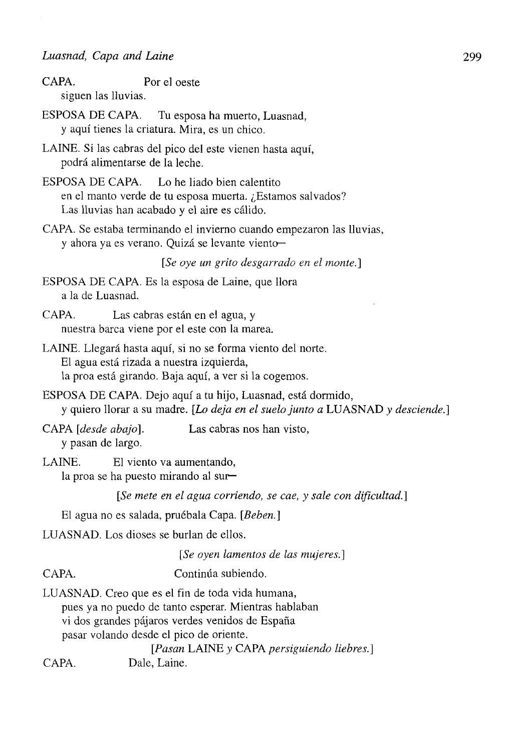CAPA. Por el oeste
siguen las lluvias.

ESPOSA DE CAPA. Tu esposa ha muerto, Luasnad,
y aquí tienes la criatura. Mira, es un chico.

LAINE. Si las cabras del pico del este vienen hasta aquí,
podrá alimentarse de la leche.

ESPOSA DE CAPA. Lo he liado bien calentito
en el manto verde de tu esposa muerta. ¿Estamos salvados?
Las lluvias han acabado y el aire es cálido.

CAPA. Se estaba terminando el invierno cuando empezaron las lluvias,
y ahora ya es verano. Quizá se levante viento—

*[Se oye un grito desgarrado en el monte.]*

ESPOSA DE CAPA. Es la esposa de Laine, que llora
a la de Luasnad.

CAPA. Las cabras están en el agua, y
nuestra barca viene por el este con la marea.

LAINE. Llegará hasta aquí, si no se forma viento del norte.
El agua está rizada a nuestra izquierda,
la proa está girando. Baja aquí, a ver si la cogemos.

ESPOSA DE CAPA. Dejo aquí a tu hijo, Luasnad, está dormido,
y quiero llorar a su madre. *[Lo deja en el suelo junto a* LUASNAD *y desciende.]*

CAPA *[desde abajo]*. Las cabras nos han visto,
y pasan de largo.

LAINE. El viento va aumentando,
la proa se ha puesto mirando al sur—

*[Se mete en el agua corriendo, se cae, y sale con dificultad.]*

El agua no es salada, pruébala Capa. *[Beben.]*

LUASNAD. Los dioses se burlan de ellos.

*[Se oyen lamentos de las mujeres.]*

CAPA. Continúa subiendo.

LUASNAD. Creo que es el fin de toda vida humana,
pues ya no puedo de tanto esperar. Mientras hablaban
vi dos grandes pájaros verdes venidos de España
pasar volando desde el pico de oriente.

*[Pasan* LAINE *y* CAPA *persiguiendo liebres.]*

CAPA. Dale, Laine.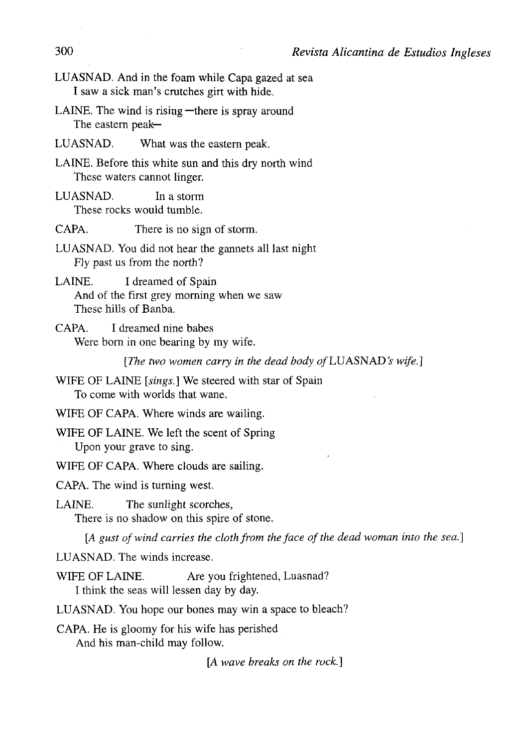LUASNAD. And in the foam while Capa gazed at sea
I saw a sick man's crutches girt with hide.

LAINE. The wind is rising—there is spray around
The eastern peak—

LUASNAD. What was the eastern peak.

LAINE. Before this white sun and this dry north wind
These waters cannot linger.

LUASNAD. In a storm
These rocks would tumble.

CAPA. There is no sign of storm.

LUASNAD. You did not hear the gannets all last night
Fly past us from the north?

LAINE. I dreamed of Spain
And of the first grey morning when we saw
These hills of Banba.

CAPA. I dreamed nine babes
Were born in one bearing by my wife.

*[The two women carry in the dead body of* LUASNAD*'s wife.]*

WIFE OF LAINE *[sings.]* We steered with star of Spain
To come with worlds that wane.

WIFE OF CAPA. Where winds are wailing.

WIFE OF LAINE. We left the scent of Spring
Upon your grave to sing.

WIFE OF CAPA. Where clouds are sailing.

CAPA. The wind is turning west.

LAINE. The sunlight scorches,
There is no shadow on this spire of stone.

*[A gust of wind carries the cloth from the face of the dead woman into the sea.]*

LUASNAD. The winds increase.

WIFE OF LAINE. Are you frightened, Luasnad?
I think the seas will lessen day by day.

LUASNAD. You hope our bones may win a space to bleach?

CAPA. He is gloomy for his wife has perished
And his man-child may follow.

*[A wave breaks on the rock.]*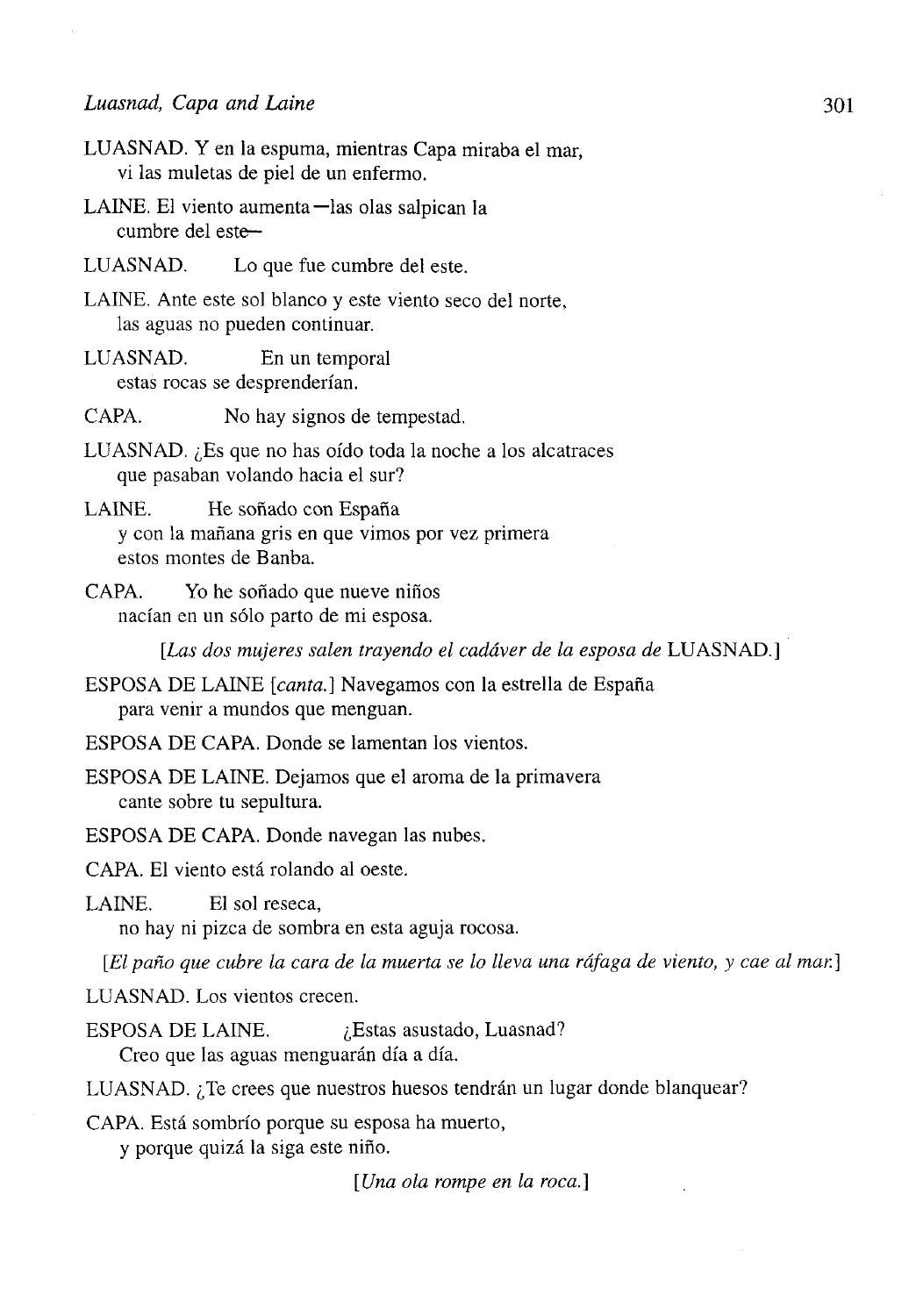LUASNAD. Y en la espuma, mientras Capa miraba el mar,
vi las muletas de piel de un enfermo.

LAINE. El viento aumenta—las olas salpican la
cumbre del este—

LUASNAD. Lo que fue cumbre del este.

LAINE. Ante este sol blanco y este viento seco del norte,
las aguas no pueden continuar.

LUASNAD. En un temporal
estas rocas se desprenderían.

CAPA. No hay signos de tempestad.

LUASNAD. ¿Es que no has oído toda la noche a los alcatraces
que pasaban volando hacia el sur?

LAINE. He soñado con España
y con la mañana gris en que vimos por vez primera
estos montes de Banba.

CAPA. Yo he soñado que nueve niños
nacían en un sólo parto de mi esposa.

*[Las dos mujeres salen trayendo el cadáver de la esposa de* LUASNAD.]

ESPOSA DE LAINE [*canta.*] Navegamos con la estrella de España
para venir a mundos que menguan.

ESPOSA DE CAPA. Donde se lamentan los vientos.

ESPOSA DE LAINE. Dejamos que el aroma de la primavera
cante sobre tu sepultura.

ESPOSA DE CAPA. Donde navegan las nubes.

CAPA. El viento está rolando al oeste.

LAINE. El sol reseca,
no hay ni pizca de sombra en esta aguja rocosa.

*[El paño que cubre la cara de la muerta se lo lleva una ráfaga de viento, y cae al mar.]*

LUASNAD. Los vientos crecen.

ESPOSA DE LAINE. ¿Estas asustado, Luasnad?
Creo que las aguas menguarán día a día.

LUASNAD. ¿Te crees que nuestros huesos tendrán un lugar donde blanquear?

CAPA. Está sombrío porque su esposa ha muerto,
y porque quizá la siga este niño.

*[Una ola rompe en la roca.]*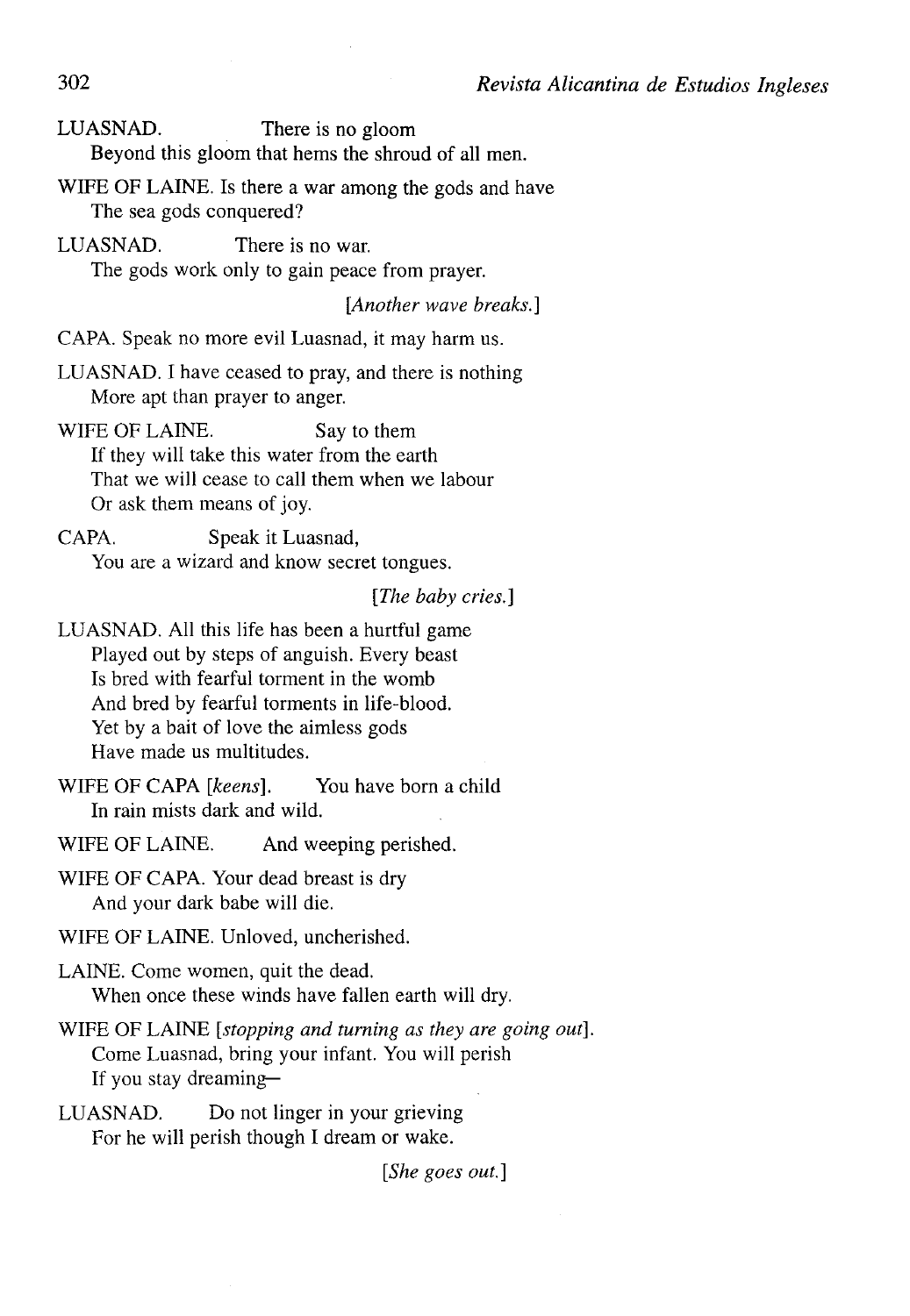LUASNAD. There is no gloom
Beyond this gloom that hems the shroud of all men.

WIFE OF LAINE. Is there a war among the gods and have
The sea gods conquered?

LUASNAD. There is no war.
The gods work only to gain peace from prayer.

*[Another wave breaks.]*

CAPA. Speak no more evil Luasnad, it may harm us.

LUASNAD. I have ceased to pray, and there is nothing
More apt than prayer to anger.

WIFE OF LAINE. Say to them
If they will take this water from the earth
That we will cease to call them when we labour
Or ask them means of joy.

CAPA. Speak it Luasnad,
You are a wizard and know secret tongues.

*[The baby cries.]*

LUASNAD. All this life has been a hurtful game
Played out by steps of anguish. Every beast
Is bred with fearful torment in the womb
And bred by fearful torments in life-blood.
Yet by a bait of love the aimless gods
Have made us multitudes.

WIFE OF CAPA *[keens]*. You have born a child
In rain mists dark and wild.

WIFE OF LAINE. And weeping perished.

WIFE OF CAPA. Your dead breast is dry
And your dark babe will die.

WIFE OF LAINE. Unloved, uncherished.

LAINE. Come women, quit the dead.
When once these winds have fallen earth will dry.

WIFE OF LAINE *[stopping and turning as they are going out]*.
Come Luasnad, bring your infant. You will perish
If you stay dreaming—

LUASNAD. Do not linger in your grieving
For he will perish though I dream or wake.

*[She goes out.]*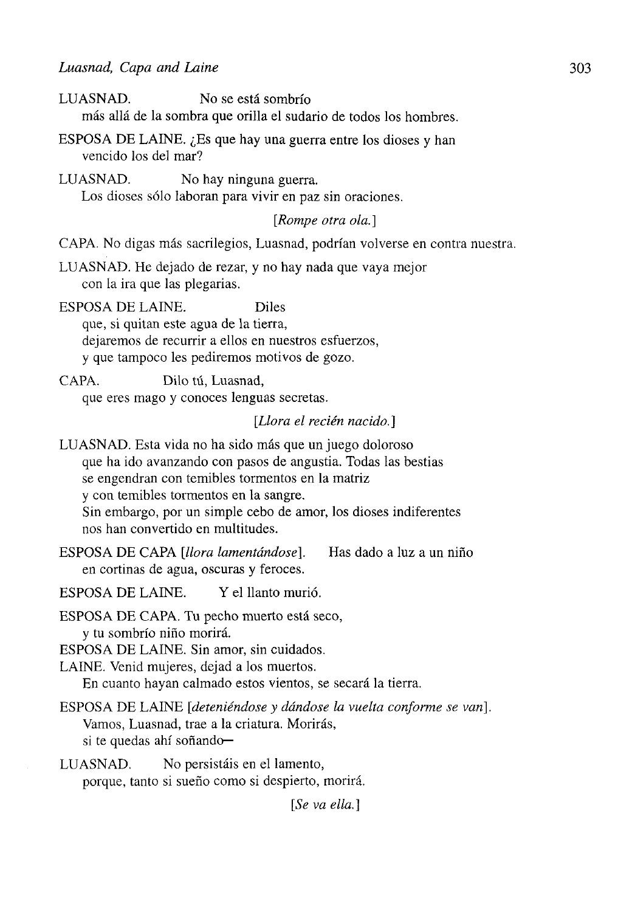LUASNAD. No se está sombrío
más allá de la sombra que orilla el sudario de todos los hombres.

ESPOSA DE LAINE. ¿Es que hay una guerra entre los dioses y han
vencido los del mar?

LUASNAD. No hay ninguna guerra.
Los dioses sólo laboran para vivir en paz sin oraciones.

[*Rompe otra ola.*]

CAPA. No digas más sacrilegios, Luasnad, podrían volverse en contra nuestra.

LUASNAD. He dejado de rezar, y no hay nada que vaya mejor
con la ira que las plegarias.

ESPOSA DE LAINE. Diles
que, si quitan este agua de la tierra,
dejaremos de recurrir a ellos en nuestros esfuerzos,
y que tampoco les pediremos motivos de gozo.

CAPA. Dilo tú, Luasnad,
que eres mago y conoces lenguas secretas.

[*Llora el recién nacido.*]

LUASNAD. Esta vida no ha sido más que un juego doloroso
que ha ido avanzando con pasos de angustia. Todas las bestias
se engendran con temibles tormentos en la matriz
y con temibles tormentos en la sangre.
Sin embargo, por un simple cebo de amor, los dioses indiferentes
nos han convertido en multitudes.

ESPOSA DE CAPA [*llora lamentándose*]. Has dado a luz a un niño
en cortinas de agua, oscuras y feroces.

ESPOSA DE LAINE. Y el llanto murió.

ESPOSA DE CAPA. Tu pecho muerto está seco,
y tu sombrío niño morirá.

ESPOSA DE LAINE. Sin amor, sin cuidados.

LAINE. Venid mujeres, dejad a los muertos.
En cuanto hayan calmado estos vientos, se secará la tierra.

ESPOSA DE LAINE [*deteniéndose y dándose la vuelta conforme se van*].
Vamos, Luasnad, trae a la criatura. Morirás,
si te quedas ahí soñando—

LUASNAD. No persistáis en el lamento,
porque, tanto si sueño como si despierto, morirá.

[*Se va ella.*]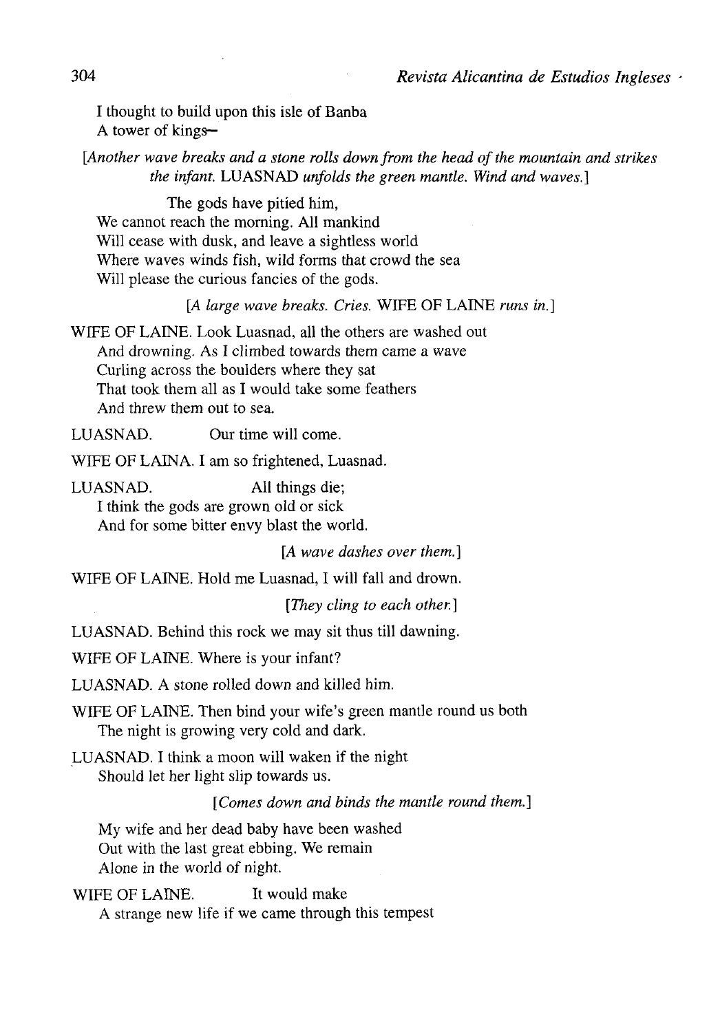I thought to build upon this isle of Banba  
A tower of kings—

[*Another wave breaks and a stone rolls down from the head of the mountain and strikes the infant.* LUASNAD *unfolds the green mantle. Wind and waves.*]

The gods have pitied him,  
We cannot reach the morning. All mankind  
Will cease with dusk, and leave a sightless world  
Where waves winds fish, wild forms that crowd the sea  
Will please the curious fancies of the gods.

[*A large wave breaks. Cries.* WIFE OF LAINE *runs in.*]

WIFE OF LAINE. Look Luasnad, all the others are washed out  
And drowning. As I climbed towards them came a wave  
Curling across the boulders where they sat  
That took them all as I would take some feathers  
And threw them out to sea.

LUASNAD. Our time will come.

WIFE OF LAINA. I am so frightened, Luasnad.

LUASNAD. All things die;  
I think the gods are grown old or sick  
And for some bitter envy blast the world.

[*A wave dashes over them.*]

WIFE OF LAINE. Hold me Luasnad, I will fall and drown.

[*They cling to each other.*]

LUASNAD. Behind this rock we may sit thus till dawning.

WIFE OF LAINE. Where is your infant?

LUASNAD. A stone rolled down and killed him.

WIFE OF LAINE. Then bind your wife's green mantle round us both  
The night is growing very cold and dark.

LUASNAD. I think a moon will waken if the night  
Should let her light slip towards us.

[*Comes down and binds the mantle round them.*]

My wife and her dead baby have been washed  
Out with the last great ebbing. We remain  
Alone in the world of night.

WIFE OF LAINE. It would make  
A strange new life if we came through this tempest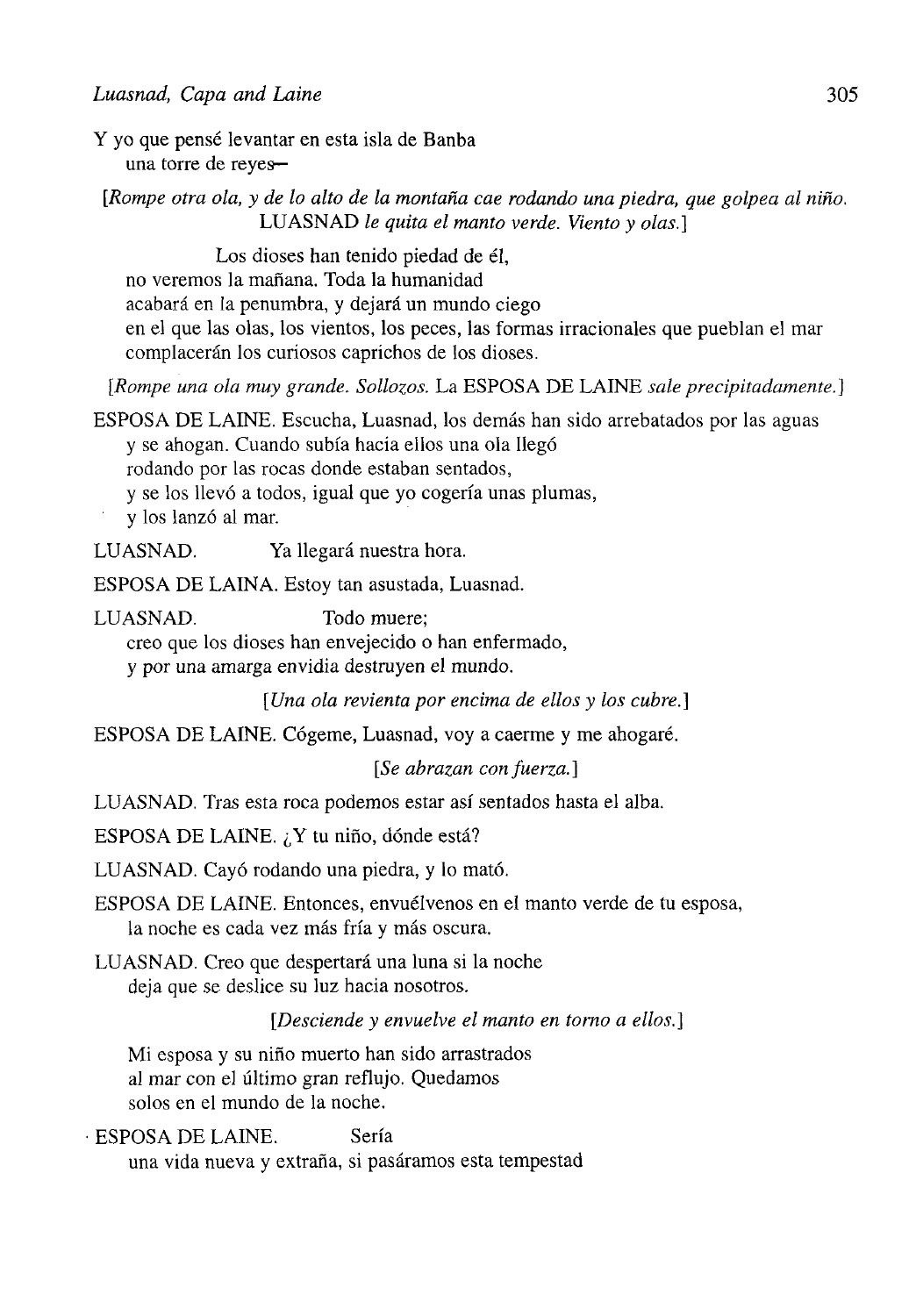Y yo que pensé levantar en esta isla de Banba
una torre de reyes—

[*Rompe otra ola, y de lo alto de la montaña cae rodando una piedra, que golpea al niño.* LUASNAD *le quita el manto verde. Viento y olas.*]

Los dioses han tenido piedad de él,
no veremos la mañana. Toda la humanidad
acabará en la penumbra, y dejará un mundo ciego
en el que las olas, los vientos, los peces, las formas irracionales que pueblan el mar
complacerán los curiosos caprichos de los dioses.

[*Rompe una ola muy grande. Sollozos.* La ESPOSA DE LAINE *sale precipitadamente.*]

ESPOSA DE LAINE. Escucha, Luasnad, los demás han sido arrebatados por las aguas
y se ahogan. Cuando subía hacia ellos una ola llegó
rodando por las rocas donde estaban sentados,
y se los llevó a todos, igual que yo cogería unas plumas,
y los lanzó al mar.

LUASNAD. Ya llegará nuestra hora.

ESPOSA DE LAINA. Estoy tan asustada, Luasnad.

LUASNAD. Todo muere;
creo que los dioses han envejecido o han enfermado,
y por una amarga envidia destruyen el mundo.

[*Una ola revienta por encima de ellos y los cubre.*]

ESPOSA DE LAINE. Cógeme, Luasnad, voy a caerme y me ahogaré.

[*Se abrazan con fuerza.*]

LUASNAD. Tras esta roca podemos estar así sentados hasta el alba.

ESPOSA DE LAINE. ¿Y tu niño, dónde está?

LUASNAD. Cayó rodando una piedra, y lo mató.

ESPOSA DE LAINE. Entonces, envuélvenos en el manto verde de tu esposa,
la noche es cada vez más fría y más oscura.

LUASNAD. Creo que despertará una luna si la noche
deja que se deslice su luz hacia nosotros.

[*Desciende y envuelve el manto en torno a ellos.*]

Mi esposa y su niño muerto han sido arrastrados
al mar con el último gran reflujo. Quedamos
solos en el mundo de la noche.

ESPOSA DE LAINE. Sería
una vida nueva y extraña, si pasáramos esta tempestad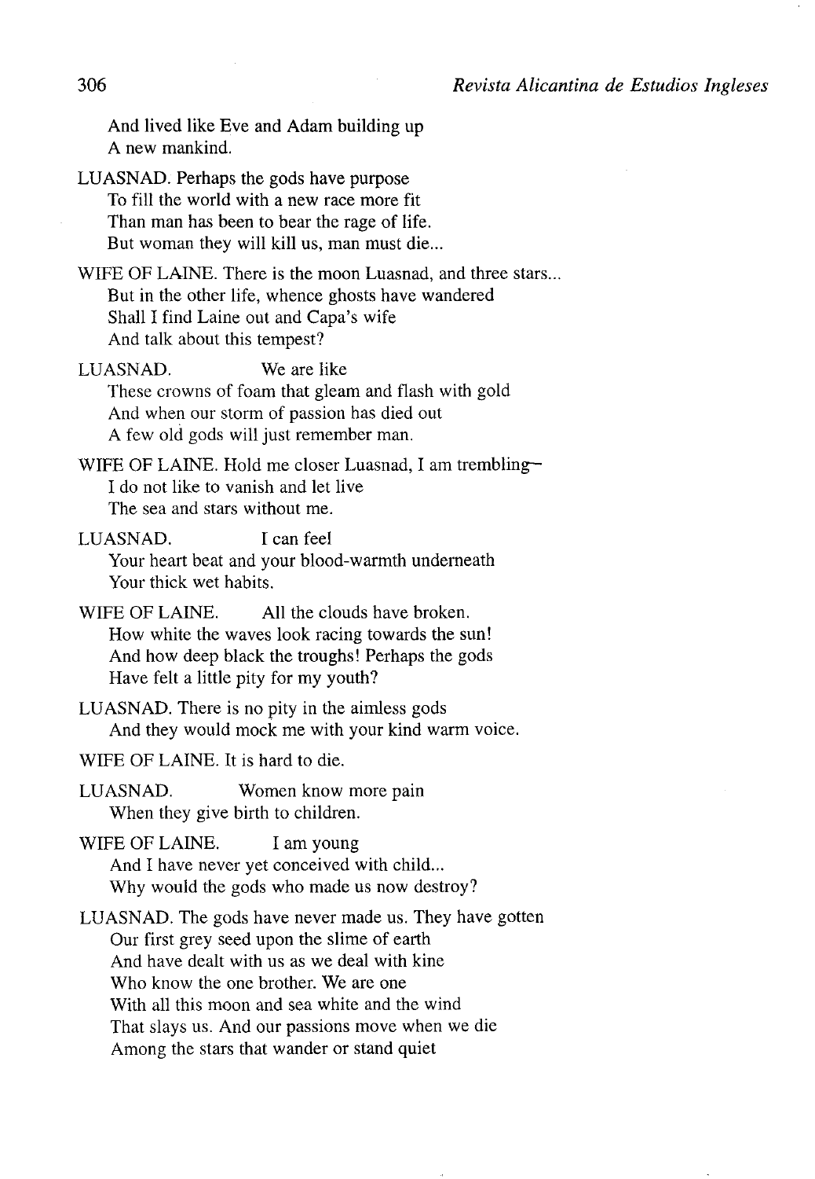And lived like Eve and Adam building up
A new mankind.

LUASNAD. Perhaps the gods have purpose
To fill the world with a new race more fit
Than man has been to bear the rage of life.
But woman they will kill us, man must die...

WIFE OF LAINE. There is the moon Luasnad, and three stars...
But in the other life, whence ghosts have wandered
Shall I find Laine out and Capa's wife
And talk about this tempest?

LUASNAD. We are like
These crowns of foam that gleam and flash with gold
And when our storm of passion has died out
A few old gods will just remember man.

WIFE OF LAINE. Hold me closer Luasnad, I am trembling—
I do not like to vanish and let live
The sea and stars without me.

LUASNAD. I can feel
Your heart beat and your blood-warmth underneath
Your thick wet habits.

WIFE OF LAINE. All the clouds have broken.
How white the waves look racing towards the sun!
And how deep black the troughs! Perhaps the gods
Have felt a little pity for my youth?

LUASNAD. There is no pity in the aimless gods
And they would mock me with your kind warm voice.

WIFE OF LAINE. It is hard to die.

LUASNAD. Women know more pain
When they give birth to children.

WIFE OF LAINE. I am young
And I have never yet conceived with child...
Why would the gods who made us now destroy?

LUASNAD. The gods have never made us. They have gotten
Our first grey seed upon the slime of earth
And have dealt with us as we deal with kine
Who know the one brother. We are one
With all this moon and sea white and the wind
That slays us. And our passions move when we die
Among the stars that wander or stand quiet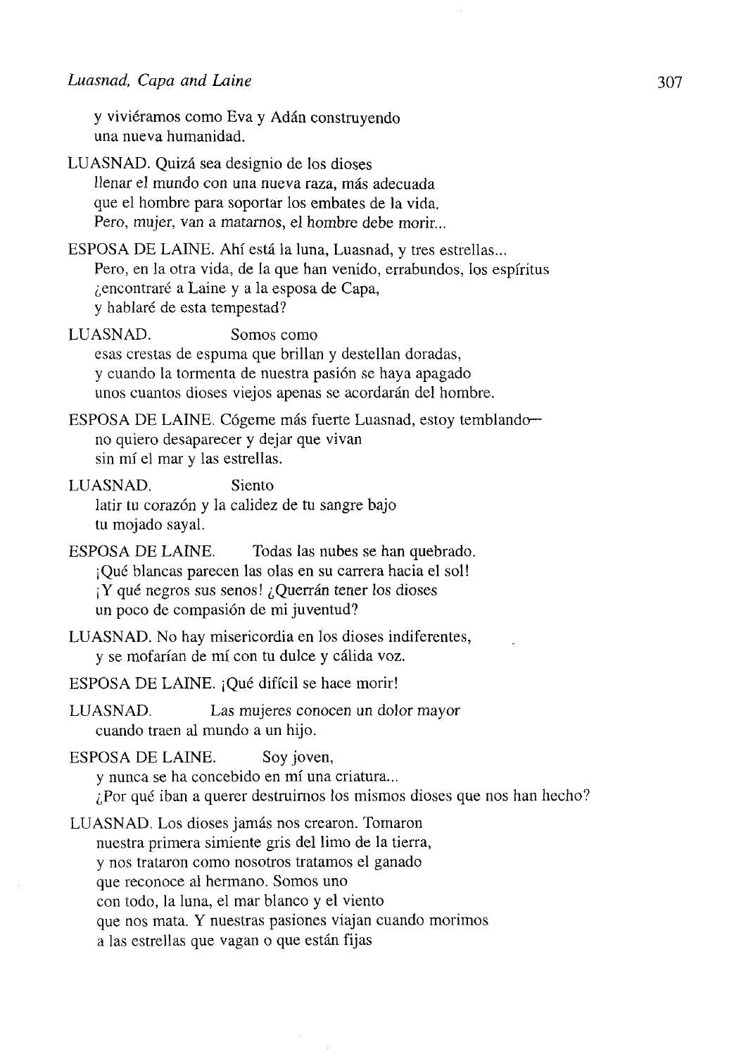y viviéramos como Eva y Adán construyendo
una nueva humanidad.

LUASNAD. Quizá sea designio de los dioses
llenar el mundo con una nueva raza, más adecuada
que el hombre para soportar los embates de la vida.
Pero, mujer, van a matarnos, el hombre debe morir...

ESPOSA DE LAINE. Ahí está la luna, Luasnad, y tres estrellas...
Pero, en la otra vida, de la que han venido, errabundos, los espíritus
¿encontraré a Laine y a la esposa de Capa,
y hablaré de esta tempestad?

LUASNAD. Somos como
esas crestas de espuma que brillan y destellan doradas,
y cuando la tormenta de nuestra pasión se haya apagado
unos cuantos dioses viejos apenas se acordarán del hombre.

ESPOSA DE LAINE. Cógeme más fuerte Luasnad, estoy temblando—
no quiero desaparecer y dejar que vivan
sin mí el mar y las estrellas.

LUASNAD. Siento
latir tu corazón y la calidez de tu sangre bajo
tu mojado sayal.

ESPOSA DE LAINE. Todas las nubes se han quebrado.
¡Qué blancas parecen las olas en su carrera hacia el sol!
¡Y qué negros sus senos! ¿Querrán tener los dioses
un poco de compasión de mi juventud?

LUASNAD. No hay misericordia en los dioses indiferentes,
y se mofarían de mí con tu dulce y cálida voz.

ESPOSA DE LAINE. ¡Qué difícil se hace morir!

LUASNAD. Las mujeres conocen un dolor mayor
cuando traen al mundo a un hijo.

ESPOSA DE LAINE. Soy joven,
y nunca se ha concebido en mí una criatura...
¿Por qué iban a querer destruirnos los mismos dioses que nos han hecho?

LUASNAD. Los dioses jamás nos crearon. Tomaron
nuestra primera simiente gris del limo de la tierra,
y nos trataron como nosotros tratamos el ganado
que reconoce al hermano. Somos uno
con todo, la luna, el mar blanco y el viento
que nos mata. Y nuestras pasiones viajan cuando morimos
a las estrellas que vagan o que están fijas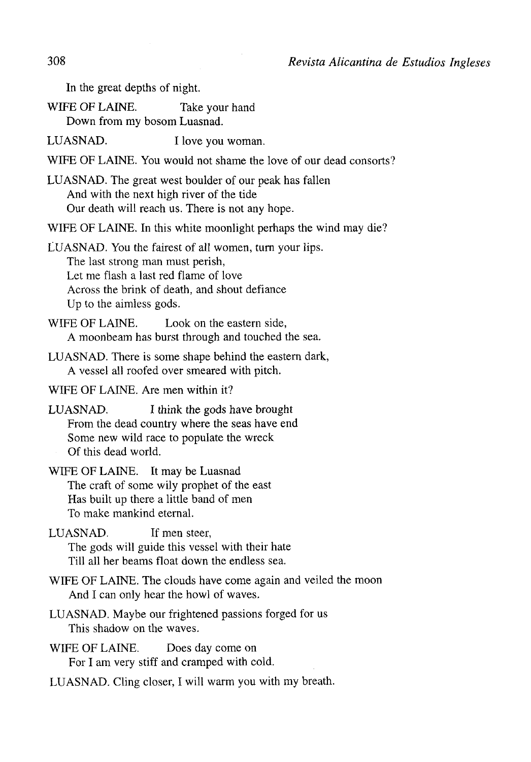In the great depths of night.

WIFE OF LAINE. Take your hand
Down from my bosom Luasnad.

LUASNAD. I love you woman.

WIFE OF LAINE. You would not shame the love of our dead consorts?

LUASNAD. The great west boulder of our peak has fallen
And with the next high river of the tide
Our death will reach us. There is not any hope.

WIFE OF LAINE. In this white moonlight perhaps the wind may die?

LUASNAD. You the fairest of all women, turn your lips.
The last strong man must perish,
Let me flash a last red flame of love
Across the brink of death, and shout defiance
Up to the aimless gods.

WIFE OF LAINE. Look on the eastern side,
A moonbeam has burst through and touched the sea.

LUASNAD. There is some shape behind the eastern dark,
A vessel all roofed over smeared with pitch.

WIFE OF LAINE. Are men within it?

LUASNAD. I *think* the gods have brought
From the dead country where the seas have end
Some new wild race to populate the wreck
Of this dead world.

WIFE OF LAINE. It may be Luasnad
The craft of some wily prophet of the east
Has built up there a little band of men
To make mankind eternal.

LUASNAD. If men steer,
The gods will guide this vessel with their hate
Till all her beams float down the endless sea.

WIFE OF LAINE. The clouds have come again and veiled the moon
And I can only hear the howl of waves.

LUASNAD. Maybe our frightened passions forged for us
This shadow on the waves.

WIFE OF LAINE. Does day come on
For I am very stiff and cramped with cold.

LUASNAD. Cling closer, I will warm you with my breath.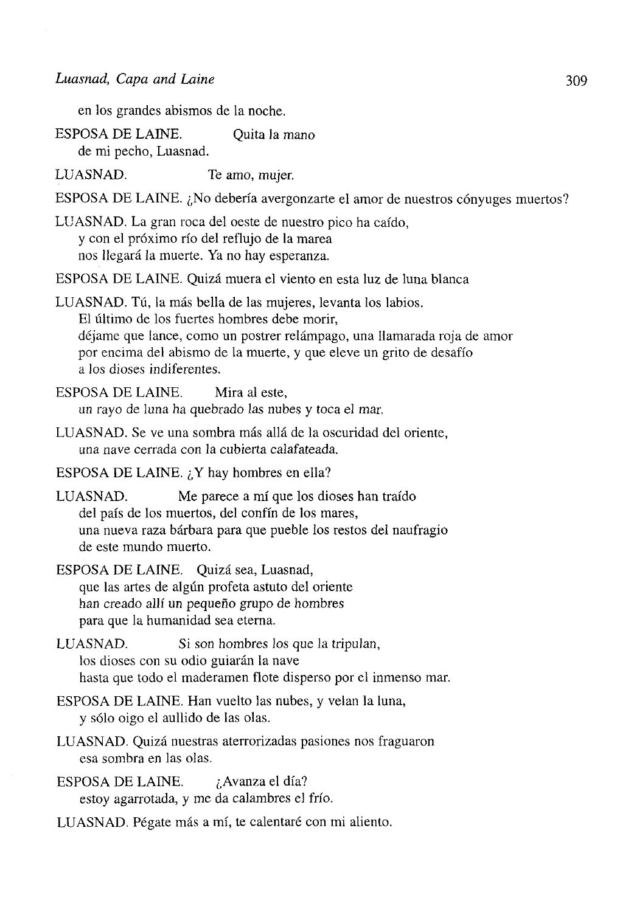en los grandes abismos de la noche.

ESPOSA DE LAINE. Quita la mano
de mi pecho, Luasnad.

LUASNAD. Te amo, mujer.

ESPOSA DE LAINE. ¿No debería avergonzarte el amor de nuestros cónyuges muertos?

LUASNAD. La gran roca del oeste de nuestro pico ha caído,
y con el próximo río del reflujo de la marea
nos llegará la muerte. Ya no hay esperanza.

ESPOSA DE LAINE. Quizá muera el viento en esta luz de luna blanca

LUASNAD. Tú, la más bella de las mujeres, levanta los labios.
El último de los fuertes hombres debe morir,
déjame que lance, como un postrer relámpago, una llamarada roja de amor
por encima del abismo de la muerte, y que eleve un grito de desafío
a los dioses indiferentes.

ESPOSA DE LAINE. Mira al este,
un rayo de luna ha quebrado las nubes y toca el mar.

LUASNAD. Se ve una sombra más allá de la oscuridad del oriente,
una nave cerrada con la cubierta calafateada.

ESPOSA DE LAINE. ¿Y hay hombres en ella?

LUASNAD. Me parece a mí que los dioses han traído
del país de los muertos, del confín de los mares,
una nueva raza bárbara para que pueble los restos del naufragio
de este mundo muerto.

ESPOSA DE LAINE. Quizá sea, Luasnad,
que las artes de algún profeta astuto del oriente
han creado allí un pequeño grupo de hombres
para que la humanidad sea eterna.

LUASNAD. Si son hombres los que la tripulan,
los dioses con su odio guiarán la nave
hasta que todo el maderamen flote disperso por el inmenso mar.

ESPOSA DE LAINE. Han vuelto las nubes, y velan la luna,
y sólo oigo el aullido de las olas.

LUASNAD. Quizá nuestras aterrorizadas pasiones nos fraguaron
esa sombra en las olas.

ESPOSA DE LAINE. ¿Avanza el día?
estoy agarrotada, y me da calambres el frío.

LUASNAD. Pégate más a mí, te calentaré con mi aliento.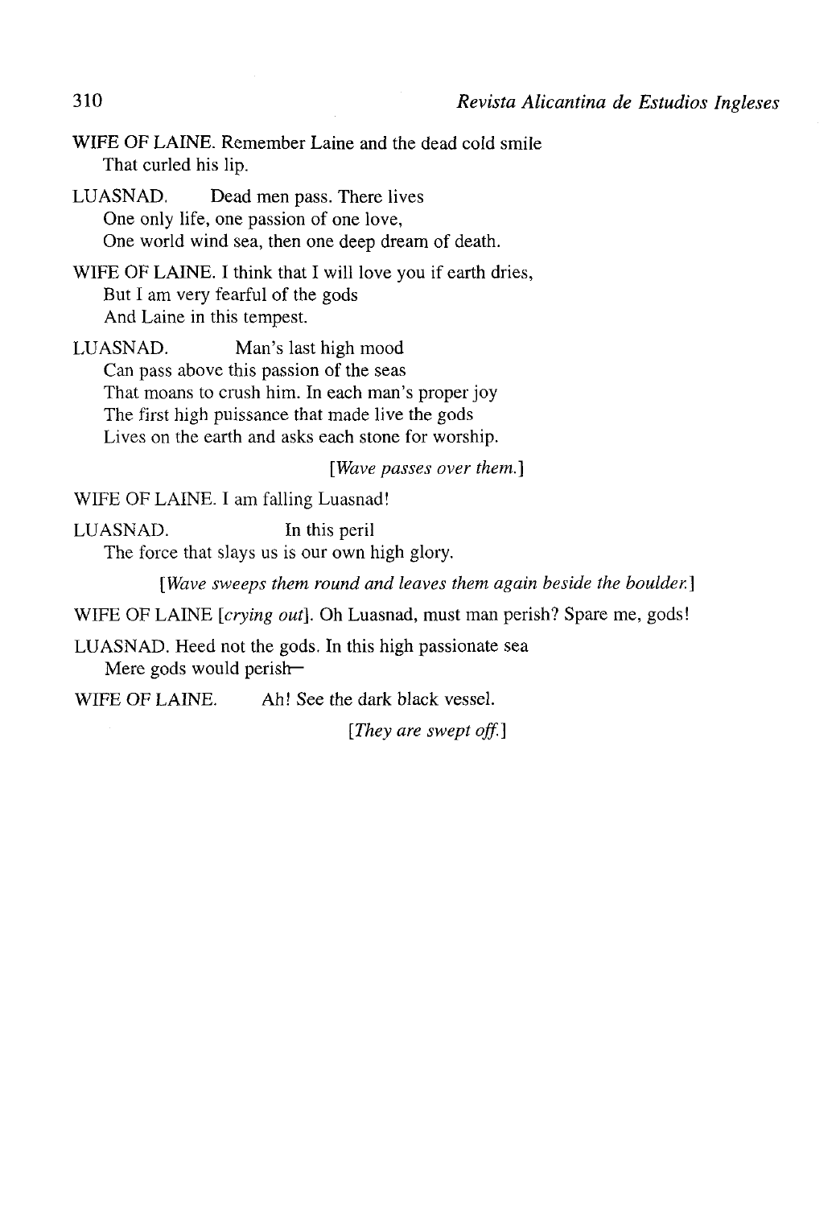WIFE OF LAINE. Remember Laine and the dead cold smile
That curled his lip.

LUASNAD. Dead men pass. There lives
One only life, one passion of one love,
One world wind sea, then one deep dream of death.

WIFE OF LAINE. I think that I will love you if earth dries,
But I am very fearful of the gods
And Laine in this tempest.

LUASNAD. Man's last high mood
Can pass above this passion of the seas
That moans to crush him. In each man's proper joy
The first high puissance that made live the gods
Lives on the earth and asks each stone for worship.

*[Wave passes over them.]*

WIFE OF LAINE. I am falling Luasnad!

LUASNAD. In this peril
The force that slays us is our own high glory.

*[Wave sweeps them round and leaves them again beside the boulder.]*

WIFE OF LAINE *[crying out]*. Oh Luasnad, must man perish? Spare me, gods!

LUASNAD. Heed not the gods. In this high passionate sea
Mere gods would perish—

WIFE OF LAINE. Ah! See the dark black vessel.

*[They are swept off.]*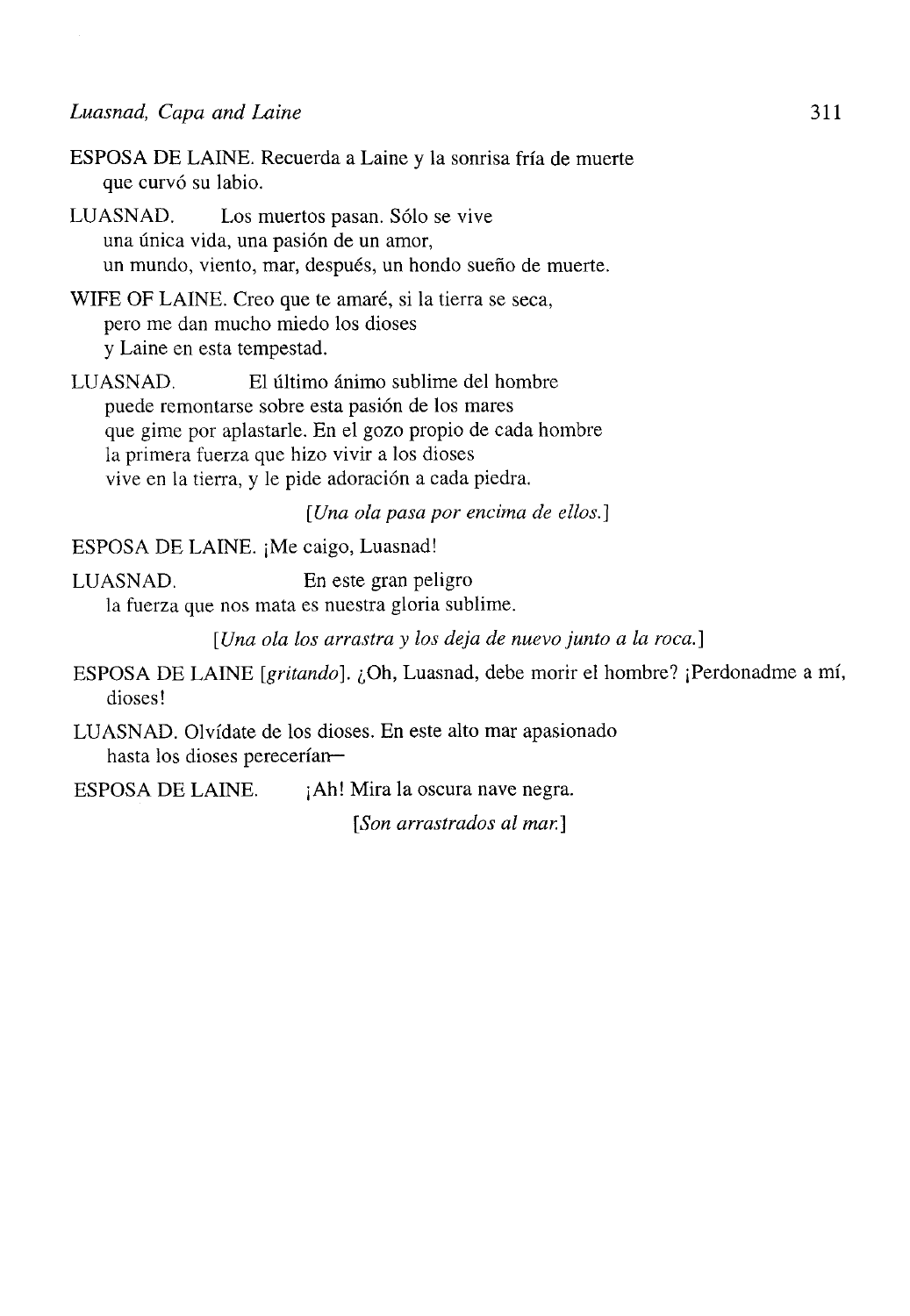ESPOSA DE LAINE. Recuerda a Laine y la sonrisa fría de muerte
que curvó su labio.

LUASNAD. Los muertos pasan. Sólo se vive
una única vida, una pasión de un amor,
un mundo, viento, mar, después, un hondo sueño de muerte.

WIFE OF LAINE. Creo que te amaré, si la tierra se seca,
pero me dan mucho miedo los dioses
y Laine en esta tempestad.

LUASNAD. El último ánimo sublime del hombre
puede remontarse sobre esta pasión de los mares
que gime por aplastarle. En el gozo propio de cada hombre
la primera fuerza que hizo vivir a los dioses
vive en la tierra, y le pide adoración a cada piedra.

*[Una ola pasa por encima de ellos.]*

ESPOSA DE LAINE. ¡Me caigo, Luasnad!

LUASNAD. En este gran peligro
la fuerza que nos mata es nuestra gloria sublime.

*[Una ola los arrastra y los deja de nuevo junto a la roca.]*

ESPOSA DE LAINE *[gritando]*. ¿Oh, Luasnad, debe morir el hombre? ¡Perdonadme a mí,
dioses!

LUASNAD. Olvídate de los dioses. En este alto mar apasionado
hasta los dioses perecerían—

ESPOSA DE LAINE. ¡Ah! Mira la oscura nave negra.

*[Son arrastrados al mar.]*